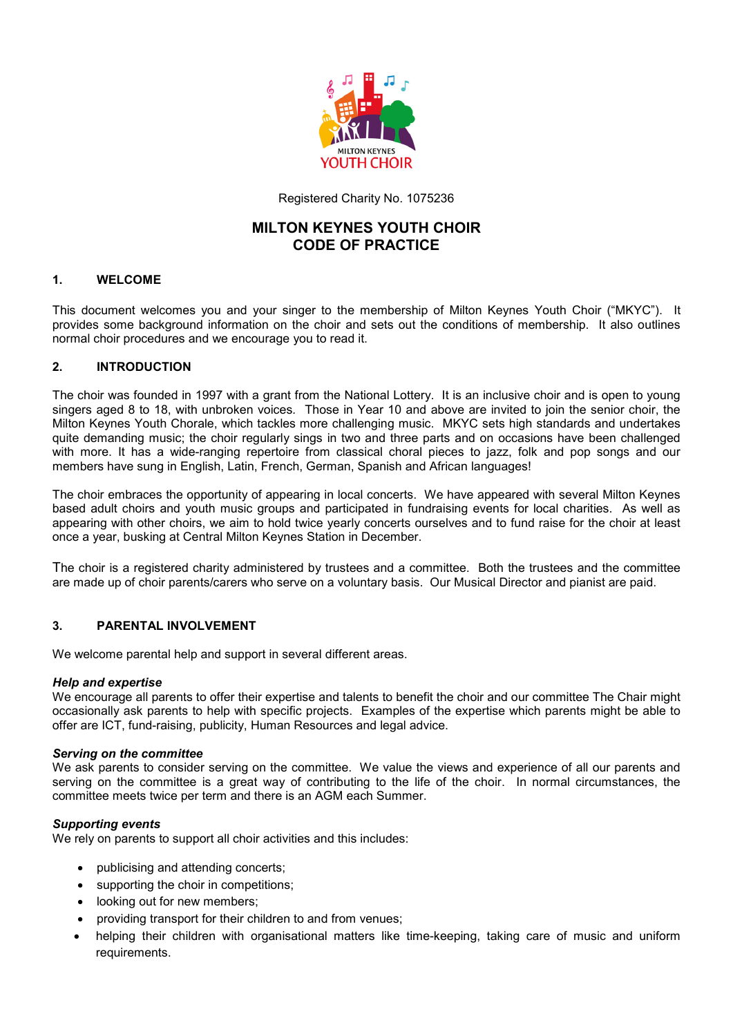Registered Charity No. 1075236

# MILTON KEYNES YOUTH CHOIR
# CODE OF PRACTICE

## 1. WELCOME

This document welcomes you and your singer to the membership of Milton Keynes Youth Choir ("MKYC"). It provides some background information on the choir and sets out the conditions of membership. It also outlines normal choir procedures and we encourage you to read it.

## 2. INTRODUCTION

The choir was founded in 1997 with a grant from the National Lottery. It is an inclusive choir and is open to young singers aged 8 to 18, with unbroken voices. Those in Year 10 and above are invited to join the senior choir, the Milton Keynes Youth Chorale, which tackles more challenging music. MKYC sets high standards and undertakes quite demanding music; the choir regularly sings in two and three parts and on occasions have been challenged with more. It has a wide-ranging repertoire from classical choral pieces to jazz, folk and pop songs and our members have sung in English, Latin, French, German, Spanish and African languages!

The choir embraces the opportunity of appearing in local concerts. We have appeared with several Milton Keynes based adult choirs and youth music groups and participated in fundraising events for local charities. As well as appearing with other choirs, we aim to hold twice yearly concerts ourselves and to fund raise for the choir at least once a year, busking at Central Milton Keynes Station in December.

The choir is a registered charity administered by trustees and a committee. Both the trustees and the committee are made up of choir parents/carers who serve on a voluntary basis. Our Musical Director and pianist are paid.

## 3. PARENTAL INVOLVEMENT

We welcome parental help and support in several different areas.

***Help and expertise***

We encourage all parents to offer their expertise and talents to benefit the choir and our committee The Chair might occasionally ask parents to help with specific projects. Examples of the expertise which parents might be able to offer are ICT, fund-raising, publicity, Human Resources and legal advice.

***Serving on the committee***

We ask parents to consider serving on the committee. We value the views and experience of all our parents and serving on the committee is a great way of contributing to the life of the choir. In normal circumstances, the committee meets twice per term and there is an AGM each Summer.

***Supporting events***

We rely on parents to support all choir activities and this includes:

- publicising and attending concerts;
- supporting the choir in competitions;
- looking out for new members;
- providing transport for their children to and from venues;
- helping their children with organisational matters like time-keeping, taking care of music and uniform requirements.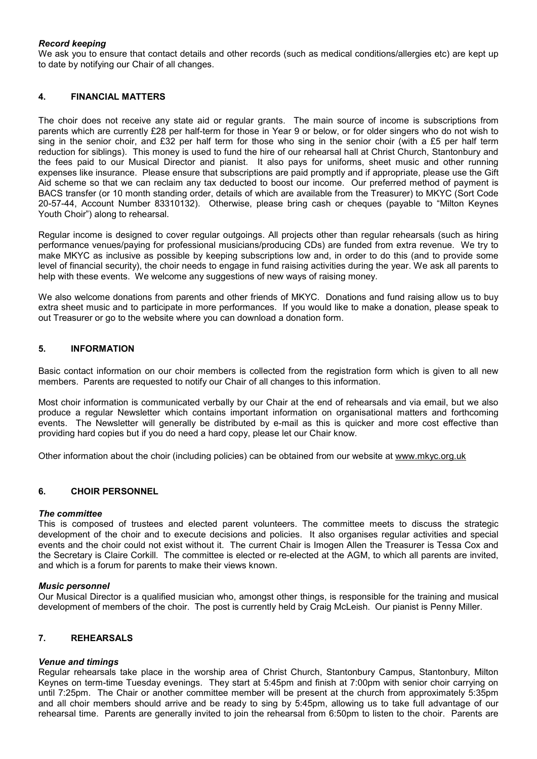### *Record keeping*

We ask you to ensure that contact details and other records (such as medical conditions/allergies etc) are kept up to date by notifying our Chair of all changes.

## 4. FINANCIAL MATTERS

The choir does not receive any state aid or regular grants. The main source of income is subscriptions from parents which are currently £28 per half-term for those in Year 9 or below, or for older singers who do not wish to sing in the senior choir, and £32 per half term for those who sing in the senior choir (with a £5 per half term reduction for siblings). This money is used to fund the hire of our rehearsal hall at Christ Church, Stantonbury and the fees paid to our Musical Director and pianist. It also pays for uniforms, sheet music and other running expenses like insurance. Please ensure that subscriptions are paid promptly and if appropriate, please use the Gift Aid scheme so that we can reclaim any tax deducted to boost our income. Our preferred method of payment is BACS transfer (or 10 month standing order, details of which are available from the Treasurer) to MKYC (Sort Code 20-57-44, Account Number 83310132). Otherwise, please bring cash or cheques (payable to "Milton Keynes Youth Choir") along to rehearsal.

Regular income is designed to cover regular outgoings. All projects other than regular rehearsals (such as hiring performance venues/paying for professional musicians/producing CDs) are funded from extra revenue. We try to make MKYC as inclusive as possible by keeping subscriptions low and, in order to do this (and to provide some level of financial security), the choir needs to engage in fund raising activities during the year. We ask all parents to help with these events. We welcome any suggestions of new ways of raising money.

We also welcome donations from parents and other friends of MKYC. Donations and fund raising allow us to buy extra sheet music and to participate in more performances. If you would like to make a donation, please speak to out Treasurer or go to the website where you can download a donation form.

## 5. INFORMATION

Basic contact information on our choir members is collected from the registration form which is given to all new members. Parents are requested to notify our Chair of all changes to this information.

Most choir information is communicated verbally by our Chair at the end of rehearsals and via email, but we also produce a regular Newsletter which contains important information on organisational matters and forthcoming events. The Newsletter will generally be distributed by e-mail as this is quicker and more cost effective than providing hard copies but if you do need a hard copy, please let our Chair know.

Other information about the choir (including policies) can be obtained from our website at www.mkyc.org.uk

## 6. CHOIR PERSONNEL

### *The committee*

This is composed of trustees and elected parent volunteers. The committee meets to discuss the strategic development of the choir and to execute decisions and policies. It also organises regular activities and special events and the choir could not exist without it. The current Chair is Imogen Allen the Treasurer is Tessa Cox and the Secretary is Claire Corkill. The committee is elected or re-elected at the AGM, to which all parents are invited, and which is a forum for parents to make their views known.

### *Music personnel*

Our Musical Director is a qualified musician who, amongst other things, is responsible for the training and musical development of members of the choir. The post is currently held by Craig McLeish. Our pianist is Penny Miller.

## 7. REHEARSALS

### *Venue and timings*

Regular rehearsals take place in the worship area of Christ Church, Stantonbury Campus, Stantonbury, Milton Keynes on term-time Tuesday evenings. They start at 5:45pm and finish at 7:00pm with senior choir carrying on until 7:25pm. The Chair or another committee member will be present at the church from approximately 5:35pm and all choir members should arrive and be ready to sing by 5:45pm, allowing us to take full advantage of our rehearsal time. Parents are generally invited to join the rehearsal from 6:50pm to listen to the choir. Parents are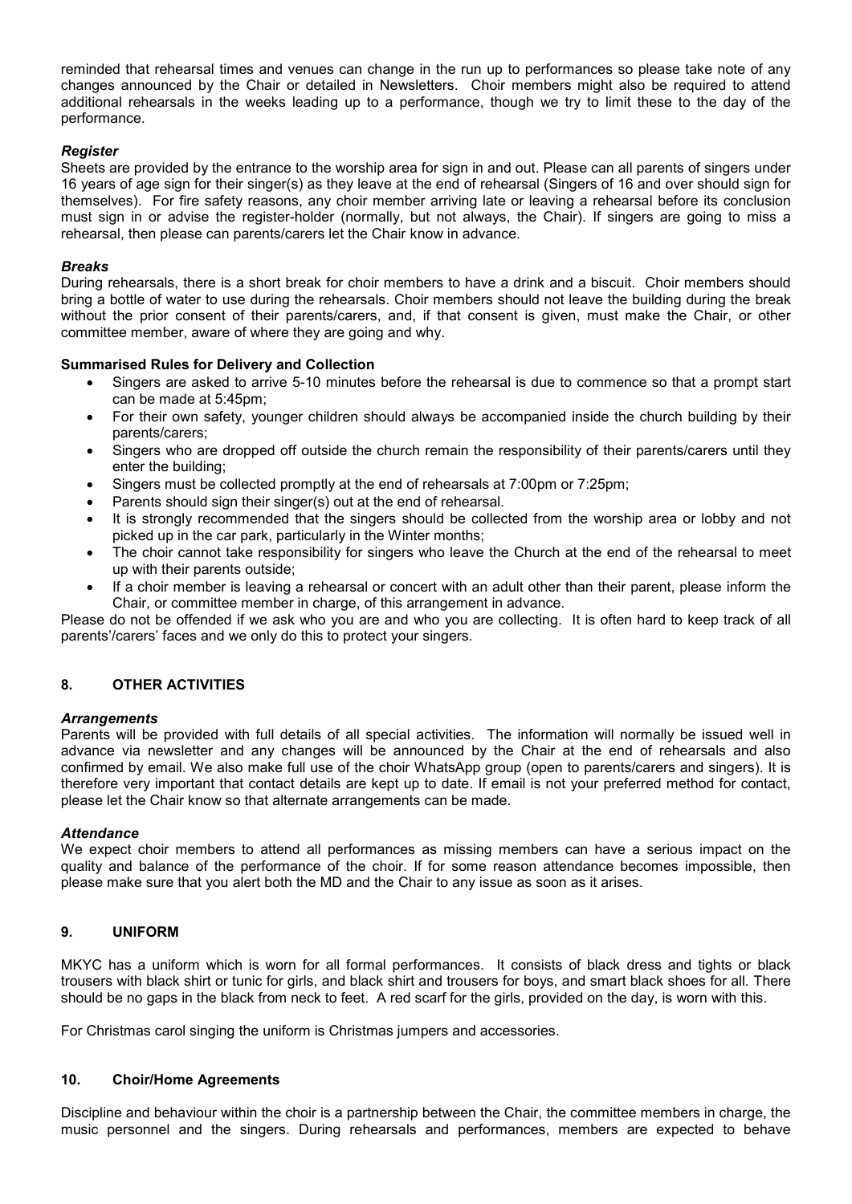reminded that rehearsal times and venues can change in the run up to performances so please take note of any changes announced by the Chair or detailed in Newsletters. Choir members might also be required to attend additional rehearsals in the weeks leading up to a performance, though we try to limit these to the day of the performance.

***Register***

Sheets are provided by the entrance to the worship area for sign in and out. Please can all parents of singers under 16 years of age sign for their singer(s) as they leave at the end of rehearsal (Singers of 16 and over should sign for themselves). For fire safety reasons, any choir member arriving late or leaving a rehearsal before its conclusion must sign in or advise the register-holder (normally, but not always, the Chair). If singers are going to miss a rehearsal, then please can parents/carers let the Chair know in advance.

***Breaks***

During rehearsals, there is a short break for choir members to have a drink and a biscuit. Choir members should bring a bottle of water to use during the rehearsals. Choir members should not leave the building during the break without the prior consent of their parents/carers, and, if that consent is given, must make the Chair, or other committee member, aware of where they are going and why.

**Summarised Rules for Delivery and Collection**

- Singers are asked to arrive 5-10 minutes before the rehearsal is due to commence so that a prompt start can be made at 5:45pm;
- For their own safety, younger children should always be accompanied inside the church building by their parents/carers;
- Singers who are dropped off outside the church remain the responsibility of their parents/carers until they enter the building;
- Singers must be collected promptly at the end of rehearsals at 7:00pm or 7:25pm;
- Parents should sign their singer(s) out at the end of rehearsal.
- It is strongly recommended that the singers should be collected from the worship area or lobby and not picked up in the car park, particularly in the Winter months;
- The choir cannot take responsibility for singers who leave the Church at the end of the rehearsal to meet up with their parents outside;
- If a choir member is leaving a rehearsal or concert with an adult other than their parent, please inform the Chair, or committee member in charge, of this arrangement in advance.

Please do not be offended if we ask who you are and who you are collecting. It is often hard to keep track of all parents'/carers' faces and we only do this to protect your singers.

## 8. OTHER ACTIVITIES

***Arrangements***

Parents will be provided with full details of all special activities. The information will normally be issued well in advance via newsletter and any changes will be announced by the Chair at the end of rehearsals and also confirmed by email. We also make full use of the choir WhatsApp group (open to parents/carers and singers). It is therefore very important that contact details are kept up to date. If email is not your preferred method for contact, please let the Chair know so that alternate arrangements can be made.

***Attendance***

We expect choir members to attend all performances as missing members can have a serious impact on the quality and balance of the performance of the choir. If for some reason attendance becomes impossible, then please make sure that you alert both the MD and the Chair to any issue as soon as it arises.

## 9. UNIFORM

MKYC has a uniform which is worn for all formal performances. It consists of black dress and tights or black trousers with black shirt or tunic for girls, and black shirt and trousers for boys, and smart black shoes for all. There should be no gaps in the black from neck to feet. A red scarf for the girls, provided on the day, is worn with this.

For Christmas carol singing the uniform is Christmas jumpers and accessories.

## 10. Choir/Home Agreements

Discipline and behaviour within the choir is a partnership between the Chair, the committee members in charge, the music personnel and the singers. During rehearsals and performances, members are expected to behave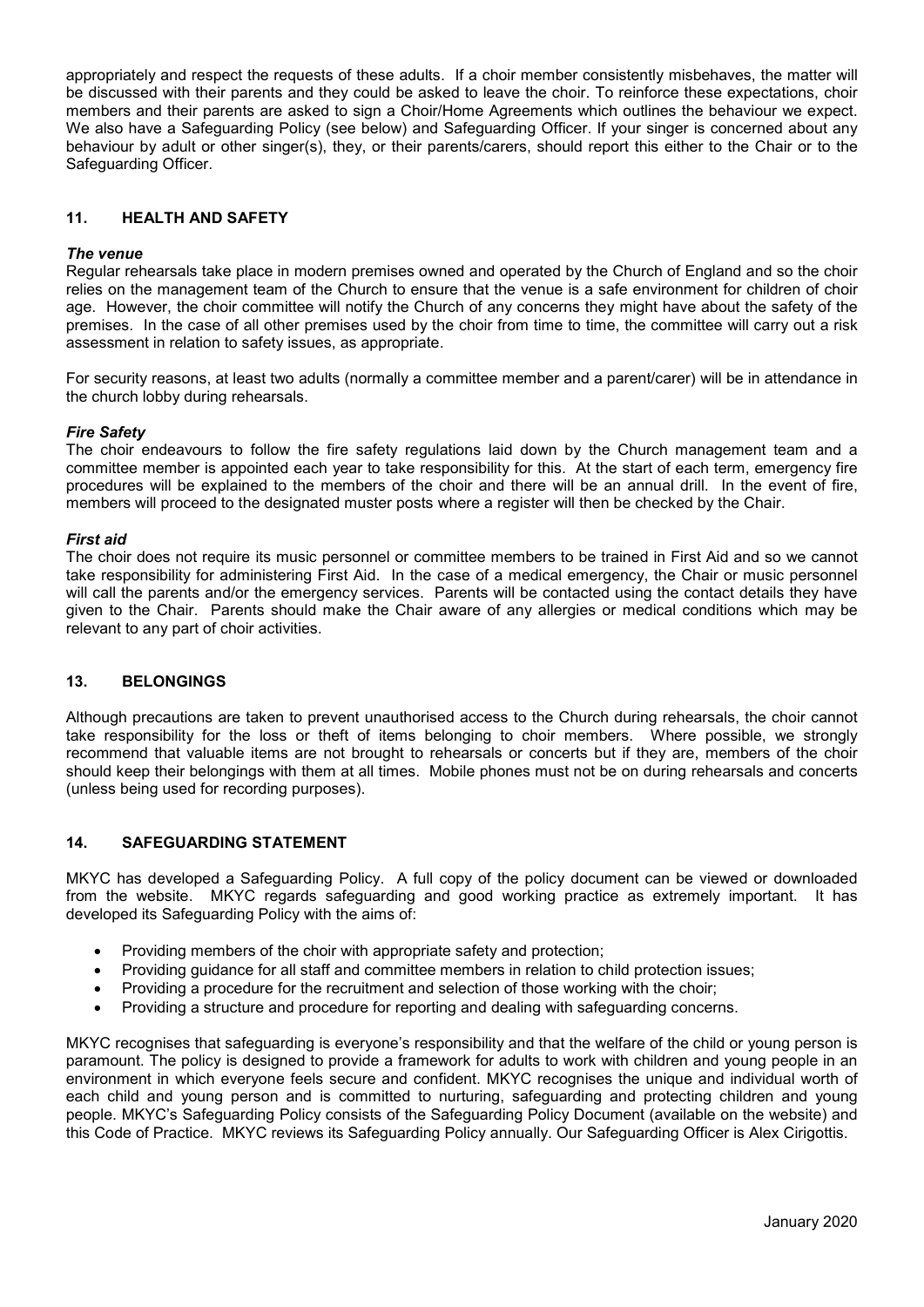appropriately and respect the requests of these adults. If a choir member consistently misbehaves, the matter will be discussed with their parents and they could be asked to leave the choir. To reinforce these expectations, choir members and their parents are asked to sign a Choir/Home Agreements which outlines the behaviour we expect. We also have a Safeguarding Policy (see below) and Safeguarding Officer. If your singer is concerned about any behaviour by adult or other singer(s), they, or their parents/carers, should report this either to the Chair or to the Safeguarding Officer.

## 11. HEALTH AND SAFETY

***The venue***

Regular rehearsals take place in modern premises owned and operated by the Church of England and so the choir relies on the management team of the Church to ensure that the venue is a safe environment for children of choir age. However, the choir committee will notify the Church of any concerns they might have about the safety of the premises. In the case of all other premises used by the choir from time to time, the committee will carry out a risk assessment in relation to safety issues, as appropriate.

For security reasons, at least two adults (normally a committee member and a parent/carer) will be in attendance in the church lobby during rehearsals.

***Fire Safety***

The choir endeavours to follow the fire safety regulations laid down by the Church management team and a committee member is appointed each year to take responsibility for this. At the start of each term, emergency fire procedures will be explained to the members of the choir and there will be an annual drill. In the event of fire, members will proceed to the designated muster posts where a register will then be checked by the Chair.

***First aid***

The choir does not require its music personnel or committee members to be trained in First Aid and so we cannot take responsibility for administering First Aid. In the case of a medical emergency, the Chair or music personnel will call the parents and/or the emergency services. Parents will be contacted using the contact details they have given to the Chair. Parents should make the Chair aware of any allergies or medical conditions which may be relevant to any part of choir activities.

## 13. BELONGINGS

Although precautions are taken to prevent unauthorised access to the Church during rehearsals, the choir cannot take responsibility for the loss or theft of items belonging to choir members. Where possible, we strongly recommend that valuable items are not brought to rehearsals or concerts but if they are, members of the choir should keep their belongings with them at all times. Mobile phones must not be on during rehearsals and concerts (unless being used for recording purposes).

## 14. SAFEGUARDING STATEMENT

MKYC has developed a Safeguarding Policy. A full copy of the policy document can be viewed or downloaded from the website. MKYC regards safeguarding and good working practice as extremely important. It has developed its Safeguarding Policy with the aims of:

- Providing members of the choir with appropriate safety and protection;
- Providing guidance for all staff and committee members in relation to child protection issues;
- Providing a procedure for the recruitment and selection of those working with the choir;
- Providing a structure and procedure for reporting and dealing with safeguarding concerns.

MKYC recognises that safeguarding is everyone's responsibility and that the welfare of the child or young person is paramount. The policy is designed to provide a framework for adults to work with children and young people in an environment in which everyone feels secure and confident. MKYC recognises the unique and individual worth of each child and young person and is committed to nurturing, safeguarding and protecting children and young people. MKYC's Safeguarding Policy consists of the Safeguarding Policy Document (available on the website) and this Code of Practice. MKYC reviews its Safeguarding Policy annually. Our Safeguarding Officer is Alex Cirigottis.

January 2020